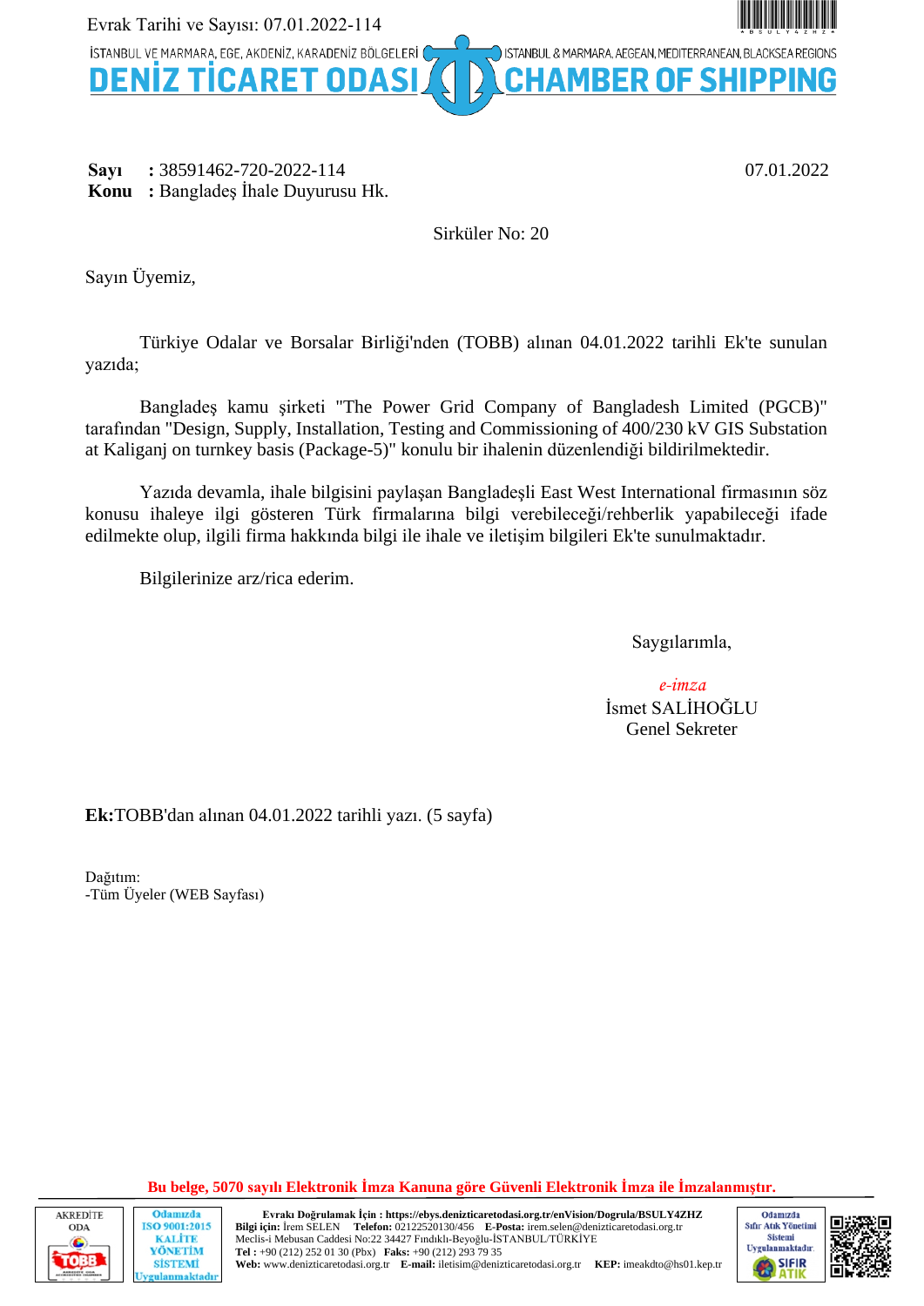Evrak Tarihi ve Sayısı: 07.01.2022-114

İSTANBUL VE MARMARA, EGE, AKDENİZ, KARADENİZ BÖLGELERİ — ISTANBUL & MARMARA, AEGEAN, MEDITERRANEAN, BLACKSEA REGIONS

**DENİZ TİCARET ODASI — CHAMBER OF SHIPPING**

**Sayı** : 38591462-720-2022-114 07.01.2022
**Konu** : Bangladeş İhale Duyurusu Hk.

Sirküler No: 20

Sayın Üyemiz,

Türkiye Odalar ve Borsalar Birliği'nden (TOBB) alınan 04.01.2022 tarihli Ek'te sunulan yazıda;

Bangladeş kamu şirketi "The Power Grid Company of Bangladesh Limited (PGCB)" tarafından "Design, Supply, Installation, Testing and Commissioning of 400/230 kV GIS Substation at Kaliganj on turnkey basis (Package-5)" konulu bir ihalenin düzenlendiği bildirilmektedir.

Yazıda devamla, ihale bilgisini paylaşan Bangladeşli East West International firmasının söz konusu ihaleye ilgi gösteren Türk firmalarına bilgi verebileceği/rehberlik yapabileceği ifade edilmekte olup, ilgili firma hakkında bilgi ile ihale ve iletişim bilgileri Ek'te sunulmaktadır.

Bilgilerinize arz/rica ederim.

Saygılarımla,

*e-imza*
İsmet SALİHOĞLU
Genel Sekreter

**Ek:** TOBB'dan alınan 04.01.2022 tarihli yazı. (5 sayfa)

Dağıtım:
-Tüm Üyeler (WEB Sayfası)

**Bu belge, 5070 sayılı Elektronik İmza Kanuna göre Güvenli Elektronik İmza ile İmzalanmıştır.**

**Evrakı Doğrulamak İçin : https://ebys.denizticaretodasi.org.tr/enVision/Dogrula/BSULY4ZHZ**
**Bilgi için:** İrem SELEN **Telefon:** 02122520130/456 **E-Posta:** irem.selen@denizticaretodasi.org.tr
Meclis-i Mebusan Caddesi No:22 34427 Fındıklı-Beyoğlu-İSTANBUL/TÜRKİYE
**Tel :** +90 (212) 252 01 30 (Pbx) **Faks:** +90 (212) 293 79 35
**Web:** www.denizticaretodasi.org.tr **E-mail:** iletisim@denizticaretodasi.org.tr **KEP:** imeakdto@hs01.kep.tr

AKREDİTE ODA — TOBB | Odamızda ISO 9001:2015 KALİTE YÖNETİM SİSTEMİ Uygulanmaktadır | Odamızda Sıfır Atık Yönetimi Sistemi Uygulanmaktadır — SIFIR ATIK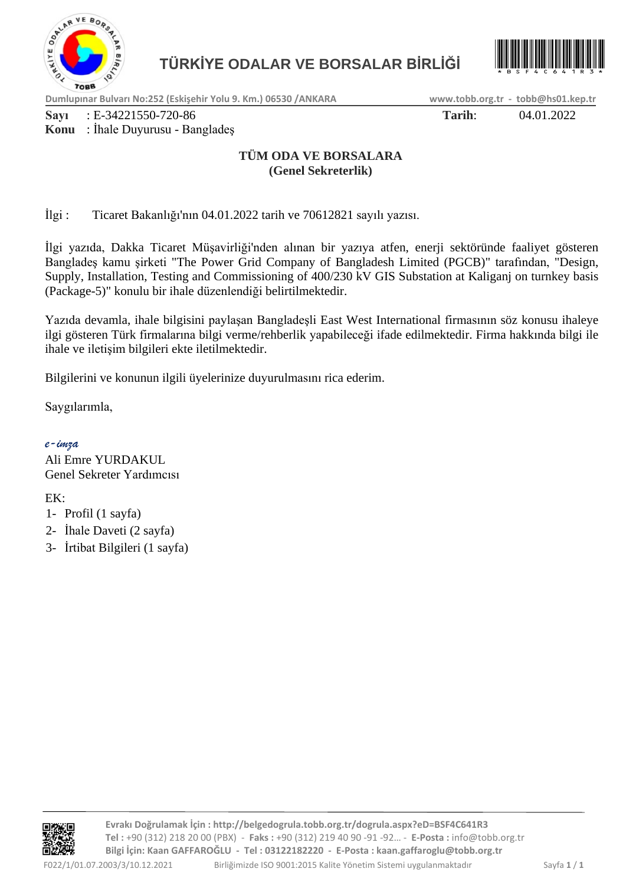# TÜRKİYE ODALAR VE BORSALAR BİRLİĞİ

Dumlupınar Bulvarı No:252 (Eskişehir Yolu 9. Km.) 06530 /ANKARA — www.tobb.org.tr - tobb@hs01.kep.tr

**Sayı** : E-34221550-720-86 **Tarih**: 04.01.2022
**Konu** : İhale Duyurusu - Bangladeş

**TÜM ODA VE BORSALARA**
**(Genel Sekreterlik)**

İlgi : Ticaret Bakanlığı'nın 04.01.2022 tarih ve 70612821 sayılı yazısı.

İlgi yazıda, Dakka Ticaret Müşavirliği'nden alınan bir yazıya atfen, enerji sektöründe faaliyet gösteren Bangladeş kamu şirketi "The Power Grid Company of Bangladesh Limited (PGCB)" tarafından, "Design, Supply, Installation, Testing and Commissioning of 400/230 kV GIS Substation at Kaliganj on turnkey basis (Package-5)" konulu bir ihale düzenlendiği belirtilmektedir.

Yazıda devamla, ihale bilgisini paylaşan Bangladeşli East West International firmasının söz konusu ihaleye ilgi gösteren Türk firmalarına bilgi verme/rehberlik yapabileceği ifade edilmektedir. Firma hakkında bilgi ile ihale ve iletişim bilgileri ekte iletilmektedir.

Bilgilerini ve konunun ilgili üyelerinize duyurulmasını rica ederim.

Saygılarımla,

*e-imza*
Ali Emre YURDAKUL
Genel Sekreter Yardımcısı

EK:
1- Profil (1 sayfa)
2- İhale Daveti (2 sayfa)
3- İrtibat Bilgileri (1 sayfa)

**Evrakı Doğrulamak İçin : http://belgedogrula.tobb.org.tr/dogrula.aspx?eD=BSF4C641R3**
**Tel :** +90 (312) 218 20 00 (PBX) - **Faks :** +90 (312) 219 40 90 -91 -92... - **E-Posta :** info@tobb.org.tr
**Bilgi İçin: Kaan GAFFAROĞLU - Tel : 03122182220 - E-Posta : kaan.gaffaroglu@tobb.org.tr**

F022/1/01.07.2003/3/10.12.2021 Birliğimizde ISO 9001:2015 Kalite Yönetim Sistemi uygulanmaktadır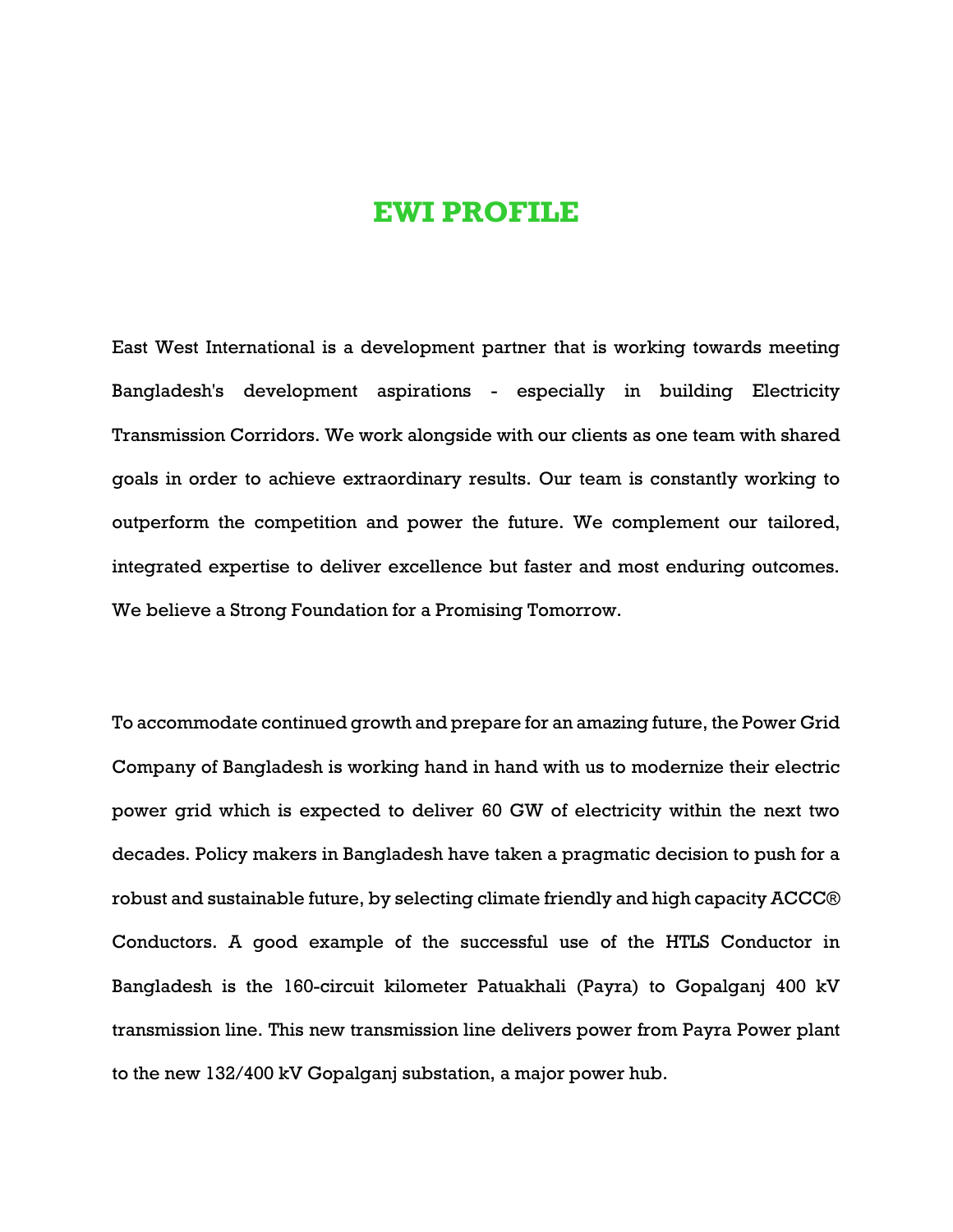# EWI PROFILE

East West International is a development partner that is working towards meeting Bangladesh's development aspirations - especially in building Electricity Transmission Corridors. We work alongside with our clients as one team with shared goals in order to achieve extraordinary results. Our team is constantly working to outperform the competition and power the future. We complement our tailored, integrated expertise to deliver excellence but faster and most enduring outcomes. We believe a Strong Foundation for a Promising Tomorrow.

To accommodate continued growth and prepare for an amazing future, the Power Grid Company of Bangladesh is working hand in hand with us to modernize their electric power grid which is expected to deliver 60 GW of electricity within the next two decades. Policy makers in Bangladesh have taken a pragmatic decision to push for a robust and sustainable future, by selecting climate friendly and high capacity ACCC® Conductors. A good example of the successful use of the HTLS Conductor in Bangladesh is the 160-circuit kilometer Patuakhali (Payra) to Gopalganj 400 kV transmission line. This new transmission line delivers power from Payra Power plant to the new 132/400 kV Gopalganj substation, a major power hub.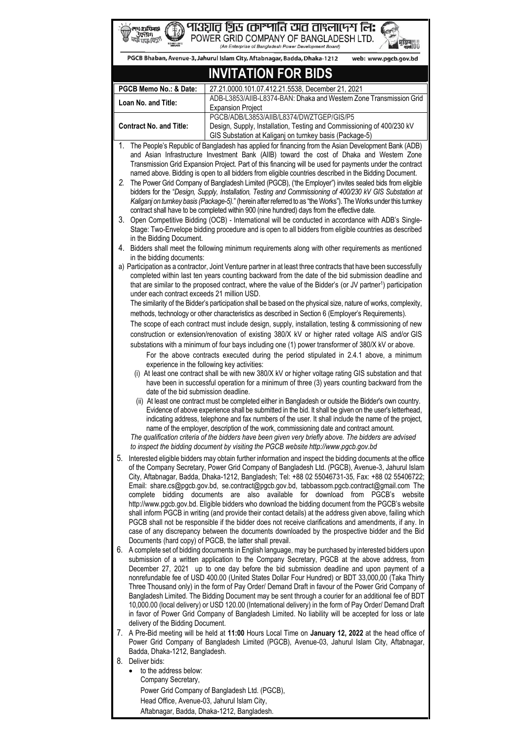# পাওয়ার গ্রিড কোম্পানি অব বাংলাদেশ লিঃ

# POWER GRID COMPANY OF BANGLADESH LTD.

(An Enterprise of Bangladesh Power Development Board)

PGCB Bhaban, Avenue-3, Jahurul Islam City, Aftabnagar, Badda, Dhaka-1212 web: www.pgcb.gov.bd

# INVITATION FOR BIDS

| PGCB Memo No.: & Date: | 27.21.0000.101.07.412.21.5538, December 21, 2021 |
|---|---|
| Loan No. and Title: | ADB-L3853/AIIB-L8374-BAN: Dhaka and Western Zone Transmission Grid Expansion Project |
| Contract No. and Title: | PGCB/ADB/L3853/AIIB/L8374/DWZTGEP/GIS/P5<br>Design, Supply, Installation, Testing and Commissioning of 400/230 kV GIS Substation at Kaliganj on turnkey basis (Package-5) |

1. The People's Republic of Bangladesh has applied for financing from the Asian Development Bank (ADB) and Asian Infrastructure Investment Bank (AIIB) toward the cost of Dhaka and Western Zone Transmission Grid Expansion Project. Part of this financing will be used for payments under the contract named above. Bidding is open to all bidders from eligible countries described in the Bidding Document.
2. The Power Grid Company of Bangladesh Limited (PGCB), ('the Employer") invites sealed bids from eligible bidders for the "*Design, Supply, Installation, Testing and Commissioning of 400/230 kV GIS Substation at Kaliganj on turnkey basis (Package-5).*" (herein after referred to as "the Works"). The Works under this turnkey contract shall have to be completed within 900 (nine hundred) days from the effective date.
3. Open Competitive Bidding (OCB) - International will be conducted in accordance with ADB's Single-Stage: Two-Envelope bidding procedure and is open to all bidders from eligible countries as described in the Bidding Document.
4. Bidders shall meet the following minimum requirements along with other requirements as mentioned in the bidding documents:

a) Participation as a contractor, Joint Venture partner in at least three contracts that have been successfully completed within last ten years counting backward from the date of the bid submission deadline and that are similar to the proposed contract, where the value of the Bidder's (or JV partner[1]) participation under each contract exceeds 21 million USD.

The similarity of the Bidder's participation shall be based on the physical size, nature of works, complexity, methods, technology or other characteristics as described in Section 6 (Employer's Requirements).

The scope of each contract must include design, supply, installation, testing & commissioning of new construction or extension/renovation of existing 380/X kV or higher rated voltage AIS and/or GIS substations with a minimum of four bays including one (1) power transformer of 380/X kV or above.

For the above contracts executed during the period stipulated in 2.4.1 above, a minimum experience in the following key activities:

(i) At least one contract shall be with new 380/X kV or higher voltage rating GIS substation and that have been in successful operation for a minimum of three (3) years counting backward from the date of the bid submission deadline.

(ii) At least one contract must be completed either in Bangladesh or outside the Bidder's own country. Evidence of above experience shall be submitted in the bid. It shall be given on the user's letterhead, indicating address, telephone and fax numbers of the user. It shall include the name of the project, name of the employer, description of the work, commissioning date and contract amount.

*The qualification criteria of the bidders have been given very briefly above. The bidders are advised to inspect the bidding document by visiting the PGCB website http://www.pgcb.gov.bd*

5. Interested eligible bidders may obtain further information and inspect the bidding documents at the office of the Company Secretary, Power Grid Company of Bangladesh Ltd. (PGCB), Avenue-3, Jahurul Islam City, Aftabnagar, Badda, Dhaka-1212, Bangladesh; Tel: +88 02 55046731-35, Fax: +88 02 55406722; Email: share.cs@pgcb.gov.bd, se.contract@pgcb.gov.bd, tabbassom.pgcb.contract@gmail.com The complete bidding documents are also available for download from PGCB's website http://www.pgcb.gov.bd. Eligible bidders who download the bidding document from the PGCB's website shall inform PGCB in writing (and provide their contact details) at the address given above, failing which PGCB shall not be responsible if the bidder does not receive clarifications and amendments, if any. In case of any discrepancy between the documents downloaded by the prospective bidder and the Bid Documents (hard copy) of PGCB, the latter shall prevail.
6. A complete set of bidding documents in English language, may be purchased by interested bidders upon submission of a written application to the Company Secretary, PGCB at the above address, from December 27, 2021 up to one day before the bid submission deadline and upon payment of a nonrefundable fee of USD 400.00 (United States Dollar Four Hundred) or BDT 33,000,00 (Taka Thirty Three Thousand only) in the form of Pay Order/ Demand Draft in favour of the Power Grid Company of Bangladesh Limited. The Bidding Document may be sent through a courier for an additional fee of BDT 10,000.00 (local delivery) or USD 120.00 (International delivery) in the form of Pay Order/ Demand Draft in favor of Power Grid Company of Bangladesh Limited. No liability will be accepted for loss or late delivery of the Bidding Document.
7. A Pre-Bid meeting will be held at **11:00** Hours Local Time on **January 12, 2022** at the head office of Power Grid Company of Bangladesh Limited (PGCB), Avenue-03, Jahurul Islam City, Aftabnagar, Badda, Dhaka-1212, Bangladesh.
8. Deliver bids:
   - to the address below:

     Company Secretary,
     Power Grid Company of Bangladesh Ltd. (PGCB),
     Head Office, Avenue-03, Jahurul Islam City,
     Aftabnagar, Badda, Dhaka-1212, Bangladesh.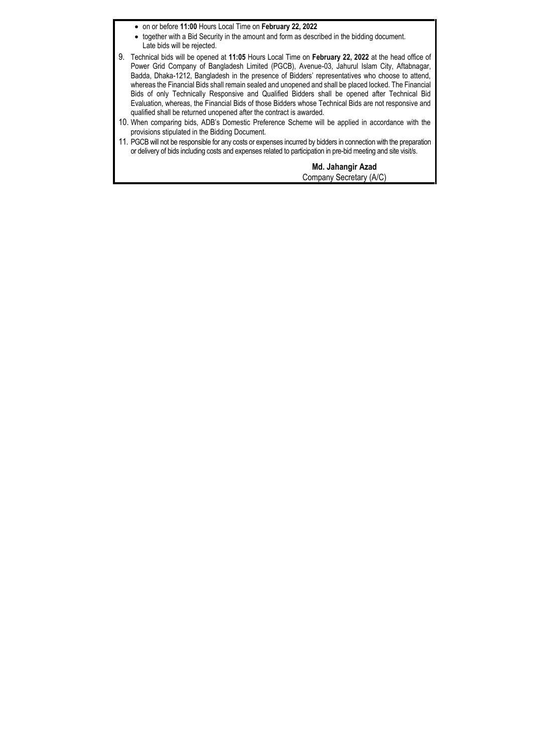- on or before **11:00** Hours Local Time on **February 22, 2022**
- together with a Bid Security in the amount and form as described in the bidding document.

  Late bids will be rejected.

9. Technical bids will be opened at **11:05** Hours Local Time on **February 22, 2022** at the head office of Power Grid Company of Bangladesh Limited (PGCB), Avenue-03, Jahurul Islam City, Aftabnagar, Badda, Dhaka-1212, Bangladesh in the presence of Bidders' representatives who choose to attend, whereas the Financial Bids shall remain sealed and unopened and shall be placed locked. The Financial Bids of only Technically Responsive and Qualified Bidders shall be opened after Technical Bid Evaluation, whereas, the Financial Bids of those Bidders whose Technical Bids are not responsive and qualified shall be returned unopened after the contract is awarded.
10. When comparing bids, ADB's Domestic Preference Scheme will be applied in accordance with the provisions stipulated in the Bidding Document.
11. PGCB will not be responsible for any costs or expenses incurred by bidders in connection with the preparation or delivery of bids including costs and expenses related to participation in pre-bid meeting and site visit/s.

**Md. Jahangir Azad**
Company Secretary (A/C)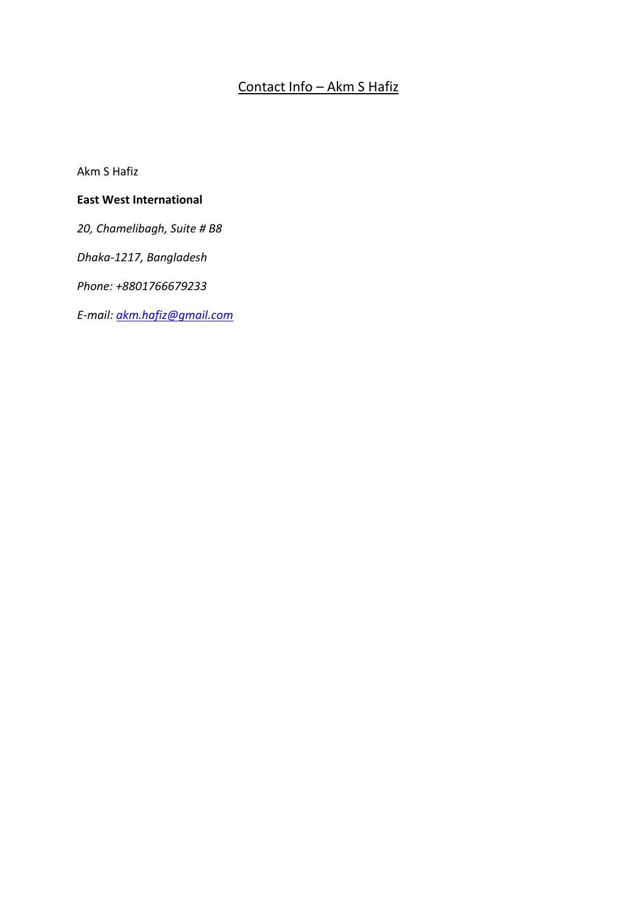# Contact Info – Akm S Hafiz

Akm S Hafiz

**East West International**

*20, Chamelibagh, Suite # B8*

*Dhaka-1217, Bangladesh*

*Phone: +8801766679233*

*E-mail: akm.hafiz@gmail.com*